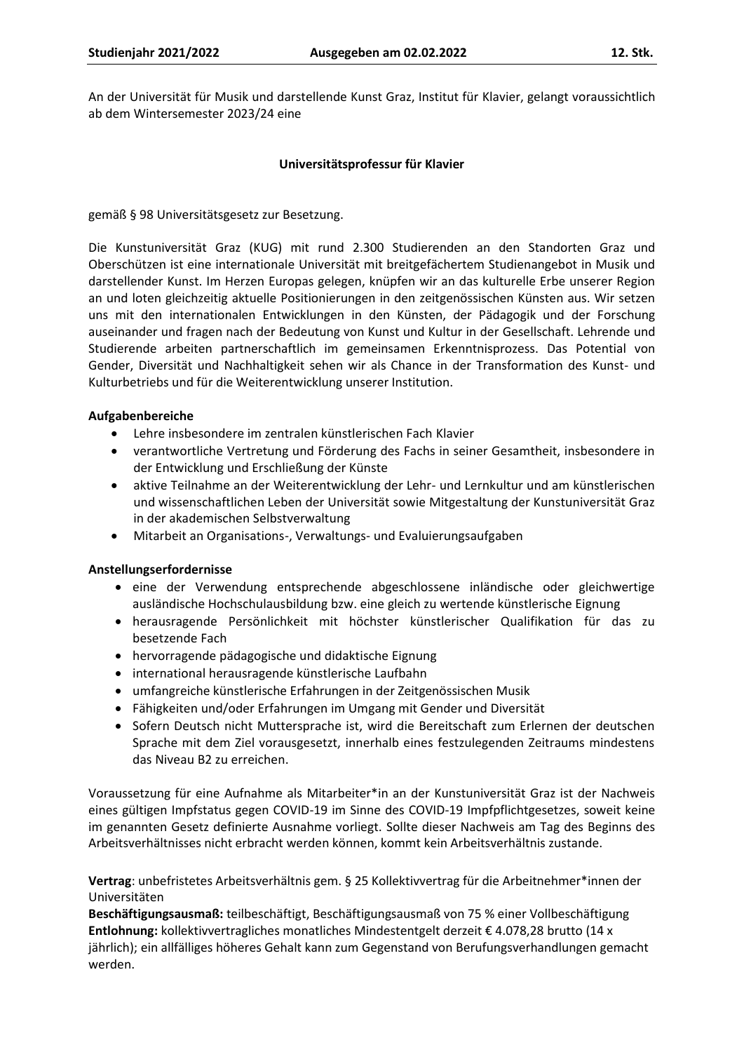An der Universität für Musik und darstellende Kunst Graz, Institut für Klavier, gelangt voraussichtlich ab dem Wintersemester 2023/24 eine

**Universitätsprofessur für Klavier**

gemäß § 98 Universitätsgesetz zur Besetzung.

Die Kunstuniversität Graz (KUG) mit rund 2.300 Studierenden an den Standorten Graz und Oberschützen ist eine internationale Universität mit breitgefächertem Studienangebot in Musik und darstellender Kunst. Im Herzen Europas gelegen, knüpfen wir an das kulturelle Erbe unserer Region an und loten gleichzeitig aktuelle Positionierungen in den zeitgenössischen Künsten aus. Wir setzen uns mit den internationalen Entwicklungen in den Künsten, der Pädagogik und der Forschung auseinander und fragen nach der Bedeutung von Kunst und Kultur in der Gesellschaft. Lehrende und Studierende arbeiten partnerschaftlich im gemeinsamen Erkenntnisprozess. Das Potential von Gender, Diversität und Nachhaltigkeit sehen wir als Chance in der Transformation des Kunst- und Kulturbetriebs und für die Weiterentwicklung unserer Institution.

**Aufgabenbereiche**

- Lehre insbesondere im zentralen künstlerischen Fach Klavier
- verantwortliche Vertretung und Förderung des Fachs in seiner Gesamtheit, insbesondere in der Entwicklung und Erschließung der Künste
- aktive Teilnahme an der Weiterentwicklung der Lehr- und Lernkultur und am künstlerischen und wissenschaftlichen Leben der Universität sowie Mitgestaltung der Kunstuniversität Graz in der akademischen Selbstverwaltung
- Mitarbeit an Organisations-, Verwaltungs- und Evaluierungsaufgaben

**Anstellungserfordernisse**

- eine der Verwendung entsprechende abgeschlossene inländische oder gleichwertige ausländische Hochschulausbildung bzw. eine gleich zu wertende künstlerische Eignung
- herausragende Persönlichkeit mit höchster künstlerischer Qualifikation für das zu besetzende Fach
- hervorragende pädagogische und didaktische Eignung
- international herausragende künstlerische Laufbahn
- umfangreiche künstlerische Erfahrungen in der Zeitgenössischen Musik
- Fähigkeiten und/oder Erfahrungen im Umgang mit Gender und Diversität
- Sofern Deutsch nicht Muttersprache ist, wird die Bereitschaft zum Erlernen der deutschen Sprache mit dem Ziel vorausgesetzt, innerhalb eines festzulegenden Zeitraums mindestens das Niveau B2 zu erreichen.

Voraussetzung für eine Aufnahme als Mitarbeiter*in an der Kunstuniversität Graz ist der Nachweis eines gültigen Impfstatus gegen COVID-19 im Sinne des COVID-19 Impfpflichtgesetzes, soweit keine im genannten Gesetz definierte Ausnahme vorliegt. Sollte dieser Nachweis am Tag des Beginns des Arbeitsverhältnisses nicht erbracht werden können, kommt kein Arbeitsverhältnis zustande.

**Vertrag**: unbefristetes Arbeitsverhältnis gem. § 25 Kollektivvertrag für die Arbeitnehmer*innen der Universitäten
**Beschäftigungsausmaß:** teilbeschäftigt, Beschäftigungsausmaß von 75 % einer Vollbeschäftigung
**Entlohnung:** kollektivvertragliches monatliches Mindestentgelt derzeit € 4.078,28 brutto (14 x jährlich); ein allfälliges höheres Gehalt kann zum Gegenstand von Berufungsverhandlungen gemacht werden.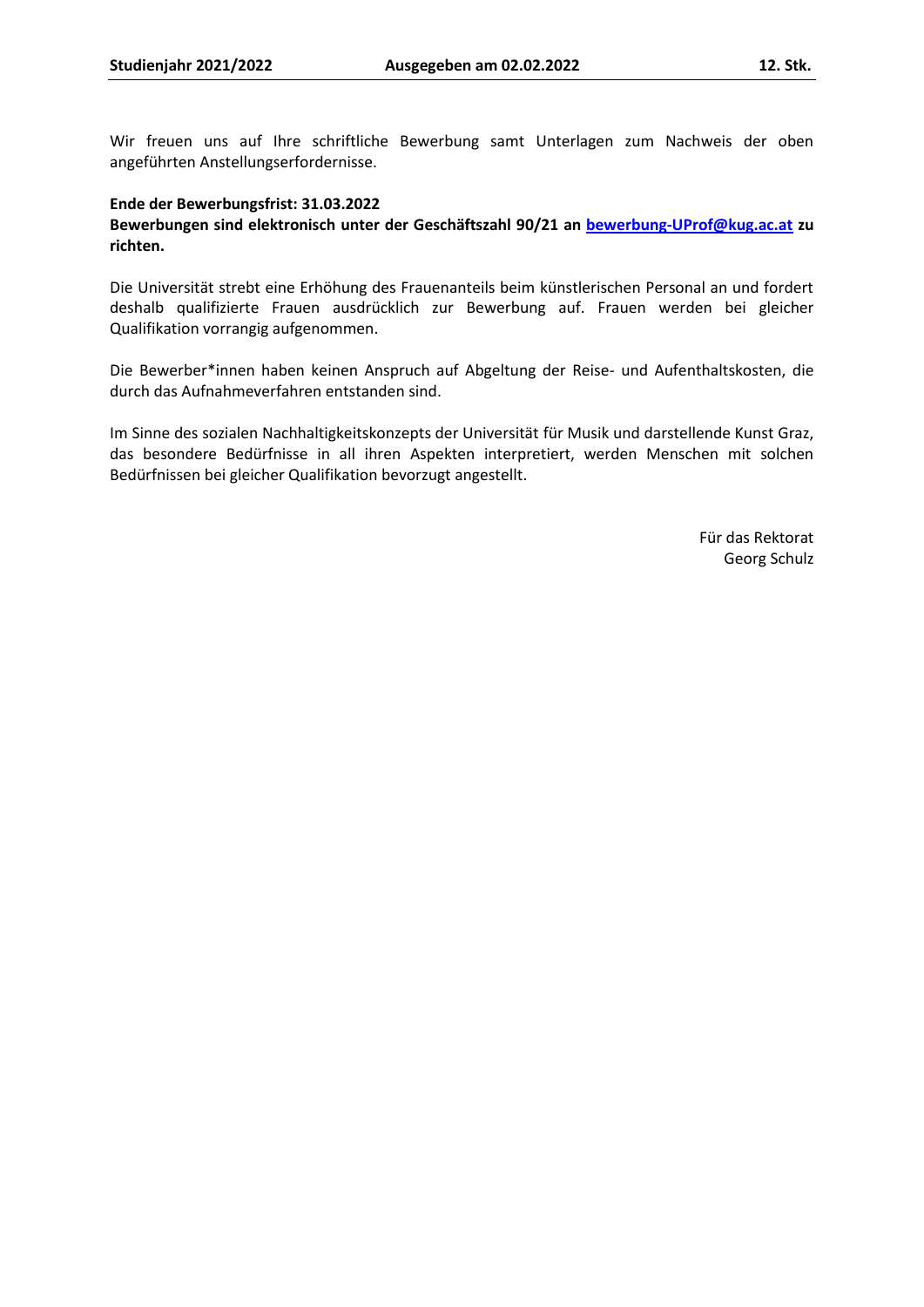Wir freuen uns auf Ihre schriftliche Bewerbung samt Unterlagen zum Nachweis der oben angeführten Anstellungserfordernisse.

**Ende der Bewerbungsfrist: 31.03.2022**
**Bewerbungen sind elektronisch unter der Geschäftszahl 90/21 an bewerbung-UProf@kug.ac.at zu richten.**

Die Universität strebt eine Erhöhung des Frauenanteils beim künstlerischen Personal an und fordert deshalb qualifizierte Frauen ausdrücklich zur Bewerbung auf. Frauen werden bei gleicher Qualifikation vorrangig aufgenommen.

Die Bewerber*innen haben keinen Anspruch auf Abgeltung der Reise- und Aufenthaltskosten, die durch das Aufnahmeverfahren entstanden sind.

Im Sinne des sozialen Nachhaltigkeitskonzepts der Universität für Musik und darstellende Kunst Graz, das besondere Bedürfnisse in all ihren Aspekten interpretiert, werden Menschen mit solchen Bedürfnissen bei gleicher Qualifikation bevorzugt angestellt.

Für das Rektorat
Georg Schulz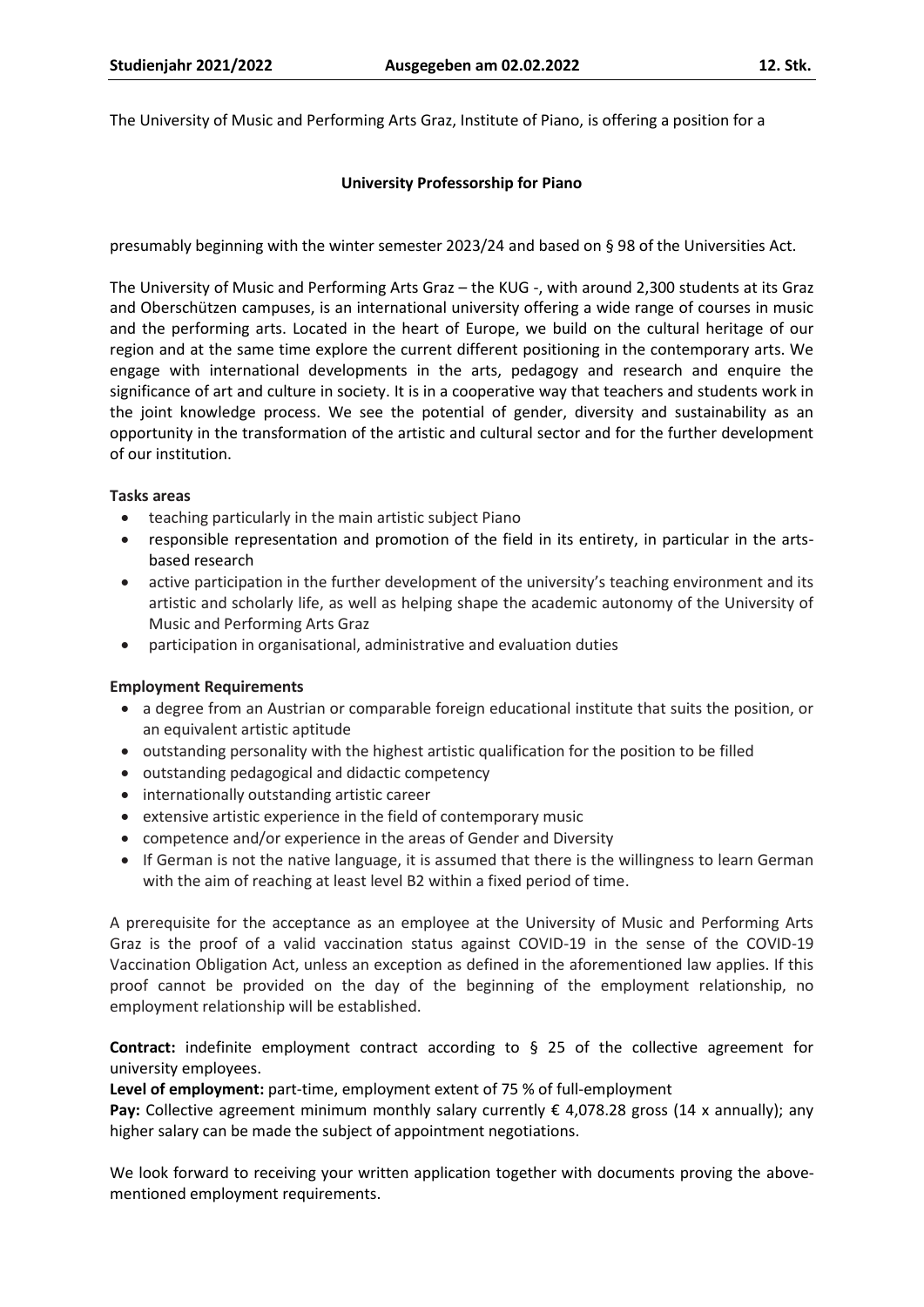The University of Music and Performing Arts Graz, Institute of Piano, is offering a position for a

**University Professorship for Piano**

presumably beginning with the winter semester 2023/24 and based on § 98 of the Universities Act.

The University of Music and Performing Arts Graz – the KUG -, with around 2,300 students at its Graz and Oberschützen campuses, is an international university offering a wide range of courses in music and the performing arts. Located in the heart of Europe, we build on the cultural heritage of our region and at the same time explore the current different positioning in the contemporary arts. We engage with international developments in the arts, pedagogy and research and enquire the significance of art and culture in society. It is in a cooperative way that teachers and students work in the joint knowledge process. We see the potential of gender, diversity and sustainability as an opportunity in the transformation of the artistic and cultural sector and for the further development of our institution.

**Tasks areas**

- teaching particularly in the main artistic subject Piano
- responsible representation and promotion of the field in its entirety, in particular in the arts-based research
- active participation in the further development of the university's teaching environment and its artistic and scholarly life, as well as helping shape the academic autonomy of the University of Music and Performing Arts Graz
- participation in organisational, administrative and evaluation duties

**Employment Requirements**

- a degree from an Austrian or comparable foreign educational institute that suits the position, or an equivalent artistic aptitude
- outstanding personality with the highest artistic qualification for the position to be filled
- outstanding pedagogical and didactic competency
- internationally outstanding artistic career
- extensive artistic experience in the field of contemporary music
- competence and/or experience in the areas of Gender and Diversity
- If German is not the native language, it is assumed that there is the willingness to learn German with the aim of reaching at least level B2 within a fixed period of time.

A prerequisite for the acceptance as an employee at the University of Music and Performing Arts Graz is the proof of a valid vaccination status against COVID-19 in the sense of the COVID-19 Vaccination Obligation Act, unless an exception as defined in the aforementioned law applies. If this proof cannot be provided on the day of the beginning of the employment relationship, no employment relationship will be established.

**Contract:** indefinite employment contract according to § 25 of the collective agreement for university employees.

**Level of employment:** part-time, employment extent of 75 % of full-employment

**Pay:** Collective agreement minimum monthly salary currently € 4,078.28 gross (14 x annually); any higher salary can be made the subject of appointment negotiations.

We look forward to receiving your written application together with documents proving the above-mentioned employment requirements.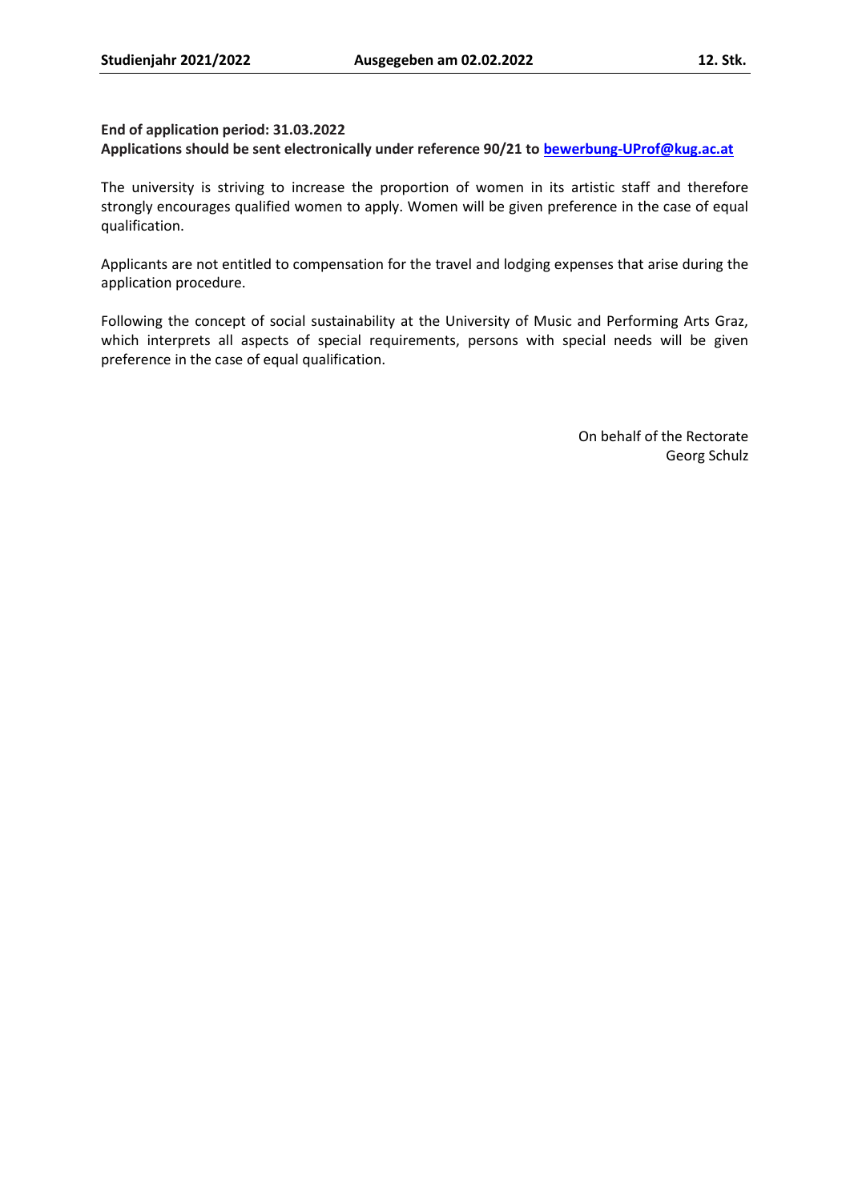**End of application period: 31.03.2022**
**Applications should be sent electronically under reference 90/21 to bewerbung-UProf@kug.ac.at**

The university is striving to increase the proportion of women in its artistic staff and therefore strongly encourages qualified women to apply. Women will be given preference in the case of equal qualification.

Applicants are not entitled to compensation for the travel and lodging expenses that arise during the application procedure.

Following the concept of social sustainability at the University of Music and Performing Arts Graz, which interprets all aspects of special requirements, persons with special needs will be given preference in the case of equal qualification.

On behalf of the Rectorate
Georg Schulz